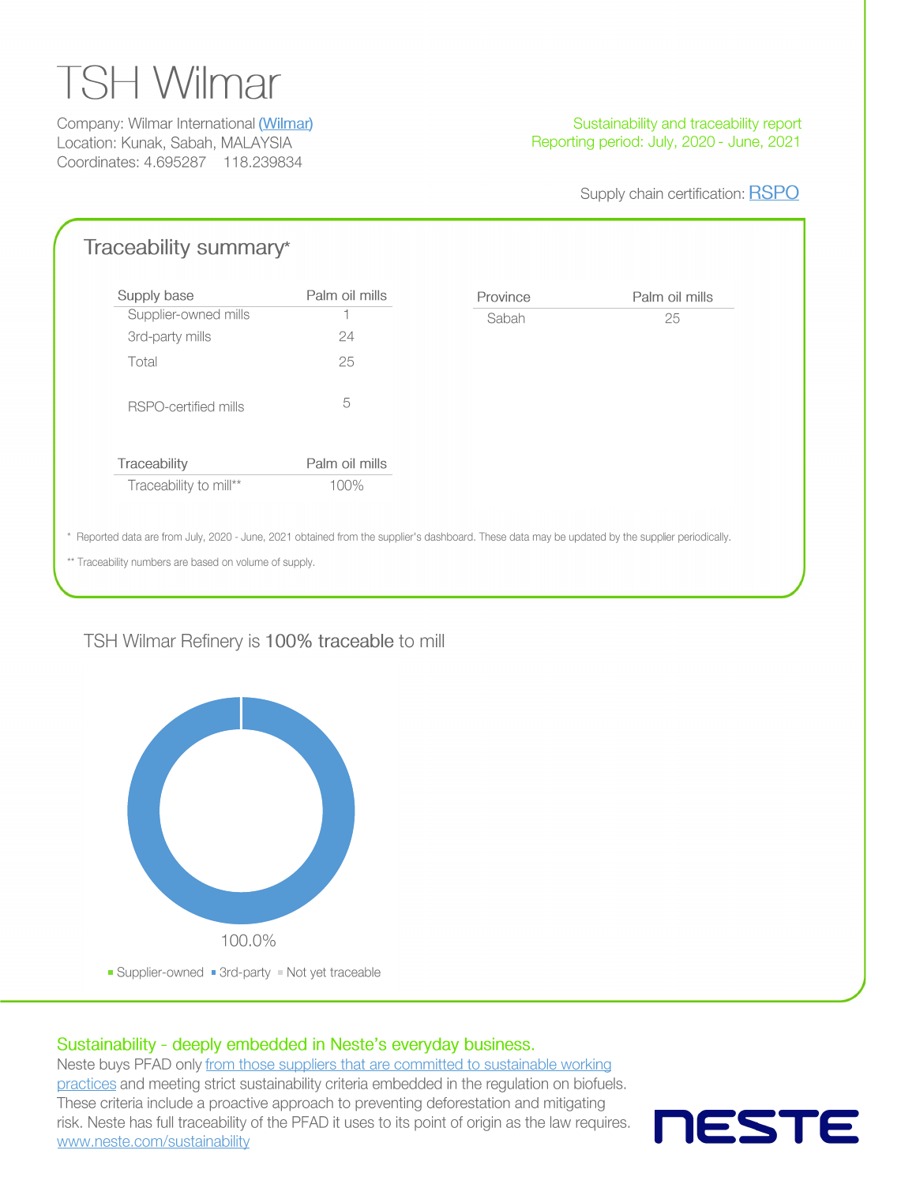# TSH Wilmar

Company: Wilmar International (Wilmar)
Location: Kunak, Sabah, MALAYSIA
Coordinates: 4.695287 118.239834

Sustainability and traceability report
Reporting period: July, 2020 - June, 2021

Supply chain certification: RSPO

## Traceability summary*

| Supply base | Palm oil mills |
| --- | --- |
| Supplier-owned mills | 1 |
| 3rd-party mills | 24 |
| Total | 25 |
| RSPO-certified mills | 5 |

| Province | Palm oil mills |
| --- | --- |
| Sabah | 25 |

| Traceability | Palm oil mills |
| --- | --- |
| Traceability to mill** | 100% |

\* Reported data are from July, 2020 - June, 2021 obtained from the supplier's dashboard. These data may be updated by the supplier periodically.

** Traceability numbers are based on volume of supply.

TSH Wilmar Refinery is **100% traceable** to mill

100.0%

Supplier-owned · 3rd-party · Not yet traceable

### Sustainability - deeply embedded in Neste's everyday business.

Neste buys PFAD only from those suppliers that are committed to sustainable working practices and meeting strict sustainability criteria embedded in the regulation on biofuels. These criteria include a proactive approach to preventing deforestation and mitigating risk. Neste has full traceability of the PFAD it uses to its point of origin as the law requires.
www.neste.com/sustainability

NESTE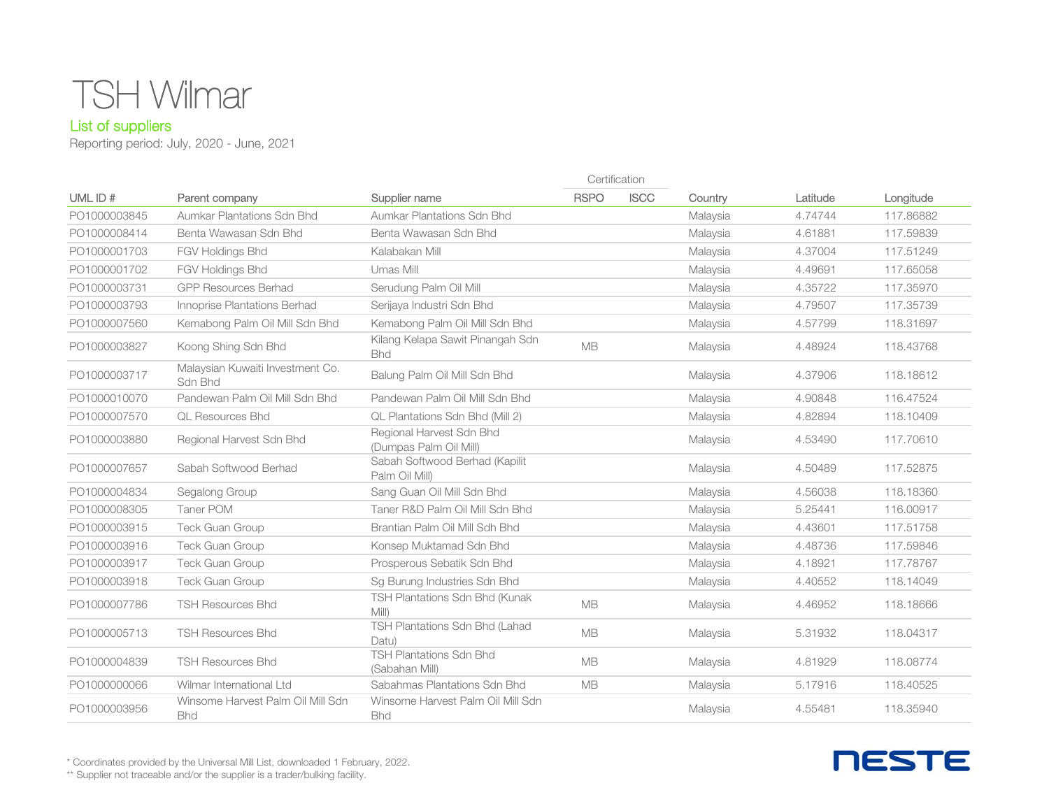# TSH Wilmar

## List of suppliers

Reporting period: July, 2020 - June, 2021

| UML ID # | Parent company | Supplier name | Certification | | Country | Latitude | Longitude |
|---|---|---|---|---|---|---|---|
| | | | RSPO | ISCC | | | |
| PO1000003845 | Aumkar Plantations Sdn Bhd | Aumkar Plantations Sdn Bhd | | | Malaysia | 4.74744 | 117.86882 |
| PO1000008414 | Benta Wawasan Sdn Bhd | Benta Wawasan Sdn Bhd | | | Malaysia | 4.61881 | 117.59839 |
| PO1000001703 | FGV Holdings Bhd | Kalabakan Mill | | | Malaysia | 4.37004 | 117.51249 |
| PO1000001702 | FGV Holdings Bhd | Umas Mill | | | Malaysia | 4.49691 | 117.65058 |
| PO1000003731 | GPP Resources Berhad | Serudung Palm Oil Mill | | | Malaysia | 4.35722 | 117.35970 |
| PO1000003793 | Innoprise Plantations Berhad | Serijaya Industri Sdn Bhd | | | Malaysia | 4.79507 | 117.35739 |
| PO1000007560 | Kemabong Palm Oil Mill Sdn Bhd | Kemabong Palm Oil Mill Sdn Bhd | | | Malaysia | 4.57799 | 118.31697 |
| PO1000003827 | Koong Shing Sdn Bhd | Kilang Kelapa Sawit Pinangah Sdn Bhd | MB | | Malaysia | 4.48924 | 118.43768 |
| PO1000003717 | Malaysian Kuwaiti Investment Co. Sdn Bhd | Balung Palm Oil Mill Sdn Bhd | | | Malaysia | 4.37906 | 118.18612 |
| PO1000010070 | Pandewan Palm Oil Mill Sdn Bhd | Pandewan Palm Oil Mill Sdn Bhd | | | Malaysia | 4.90848 | 116.47524 |
| PO1000007570 | QL Resources Bhd | QL Plantations Sdn Bhd (Mill 2) | | | Malaysia | 4.82894 | 118.10409 |
| PO1000003880 | Regional Harvest Sdn Bhd | Regional Harvest Sdn Bhd (Dumpas Palm Oil Mill) | | | Malaysia | 4.53490 | 117.70610 |
| PO1000007657 | Sabah Softwood Berhad | Sabah Softwood Berhad (Kapilit Palm Oil Mill) | | | Malaysia | 4.50489 | 117.52875 |
| PO1000004834 | Segalong Group | Sang Guan Oil Mill Sdn Bhd | | | Malaysia | 4.56038 | 118.18360 |
| PO1000008305 | Taner POM | Taner R&D Palm Oil Mill Sdn Bhd | | | Malaysia | 5.25441 | 116.00917 |
| PO1000003915 | Teck Guan Group | Brantian Palm Oil Mill Sdh Bhd | | | Malaysia | 4.43601 | 117.51758 |
| PO1000003916 | Teck Guan Group | Konsep Muktamad Sdn Bhd | | | Malaysia | 4.48736 | 117.59846 |
| PO1000003917 | Teck Guan Group | Prosperous Sebatik Sdn Bhd | | | Malaysia | 4.18921 | 117.78767 |
| PO1000003918 | Teck Guan Group | Sg Burung Industries Sdn Bhd | | | Malaysia | 4.40552 | 118.14049 |
| PO1000007786 | TSH Resources Bhd | TSH Plantations Sdn Bhd (Kunak Mill) | MB | | Malaysia | 4.46952 | 118.18666 |
| PO1000005713 | TSH Resources Bhd | TSH Plantations Sdn Bhd (Lahad Datu) | MB | | Malaysia | 5.31932 | 118.04317 |
| PO1000004839 | TSH Resources Bhd | TSH Plantations Sdn Bhd (Sabahan Mill) | MB | | Malaysia | 4.81929 | 118.08774 |
| PO1000000066 | Wilmar International Ltd | Sabahmas Plantations Sdn Bhd | MB | | Malaysia | 5.17916 | 118.40525 |
| PO1000003956 | Winsome Harvest Palm Oil Mill Sdn Bhd | Winsome Harvest Palm Oil Mill Sdn Bhd | | | Malaysia | 4.55481 | 118.35940 |

\* Coordinates provided by the Universal Mill List, downloaded 1 February, 2022.
\*\* Supplier not traceable and/or the supplier is a trader/bulking facility.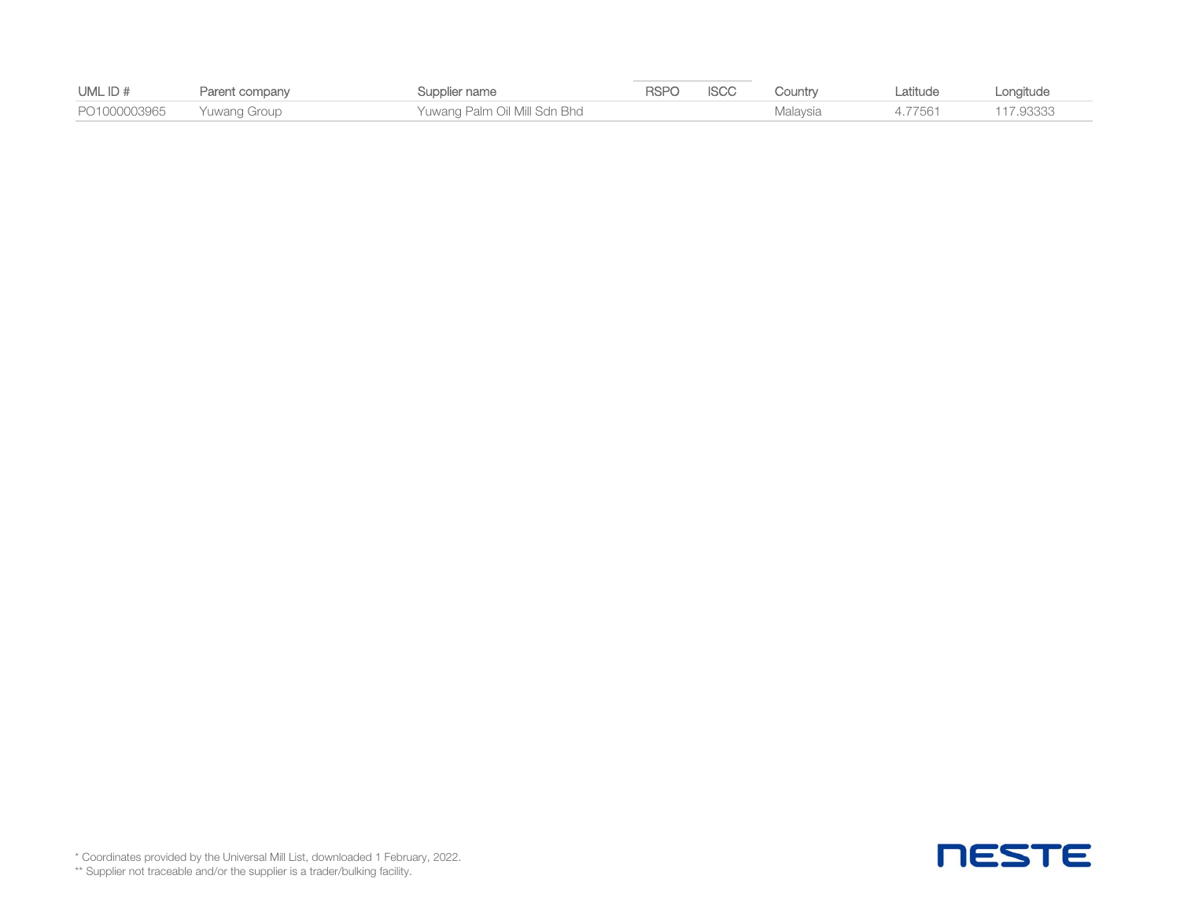| UML ID # | Parent company | Supplier name | RSPO | ISCC | Country | Latitude | Longitude |
|---|---|---|---|---|---|---|---|
| PO1000003965 | Yuwang Group | Yuwang Palm Oil Mill Sdn Bhd | | | Malaysia | 4.77561 | 117.93333 |

* Coordinates provided by the Universal Mill List, downloaded 1 February, 2022.
** Supplier not traceable and/or the supplier is a trader/bulking facility.